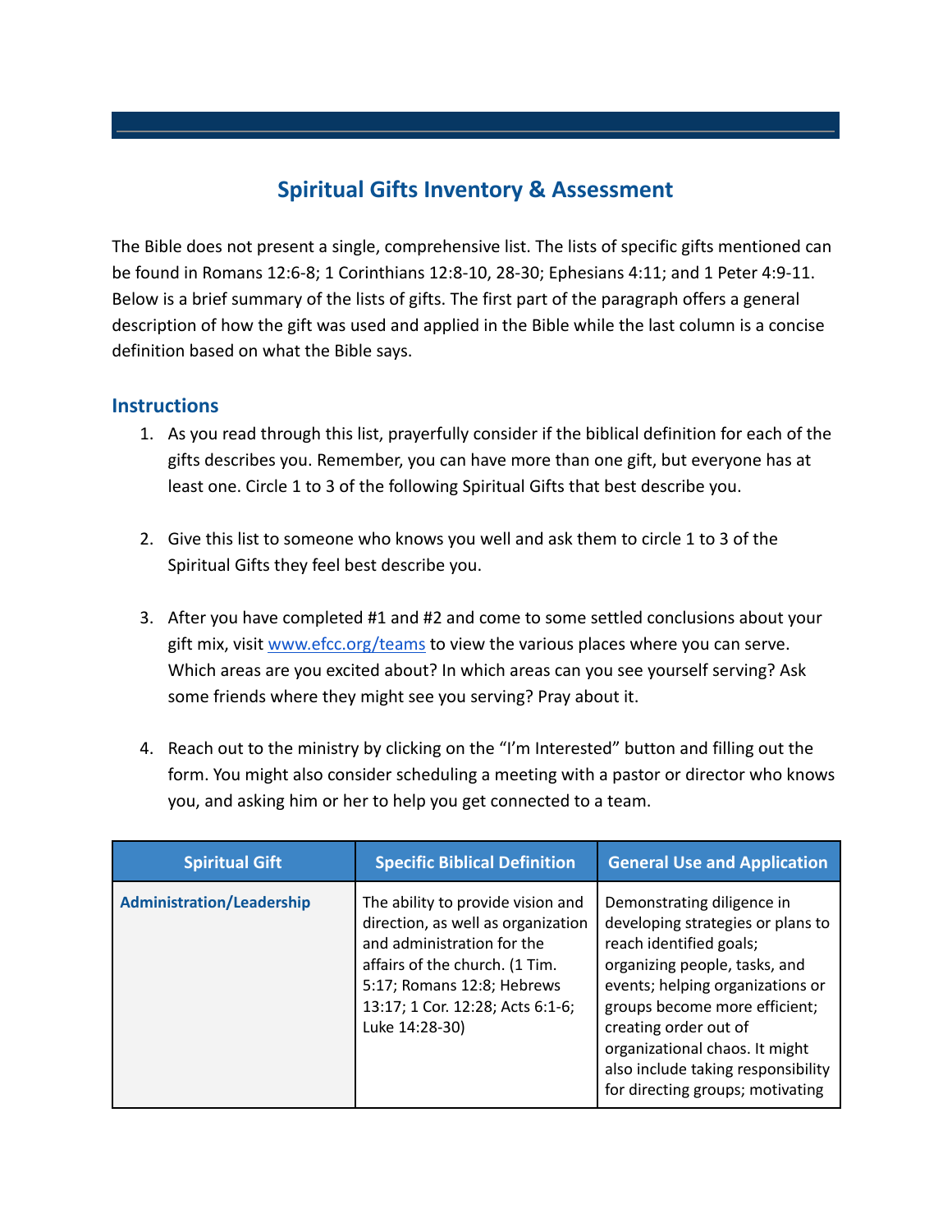# Spiritual Gifts Inventory & Assessment

The Bible does not present a single, comprehensive list. The lists of specific gifts mentioned can be found in Romans 12:6-8; 1 Corinthians 12:8-10, 28-30; Ephesians 4:11; and 1 Peter 4:9-11. Below is a brief summary of the lists of gifts. The first part of the paragraph offers a general description of how the gift was used and applied in the Bible while the last column is a concise definition based on what the Bible says.

## Instructions

1. As you read through this list, prayerfully consider if the biblical definition for each of the gifts describes you. Remember, you can have more than one gift, but everyone has at least one. Circle 1 to 3 of the following Spiritual Gifts that best describe you.

2. Give this list to someone who knows you well and ask them to circle 1 to 3 of the Spiritual Gifts they feel best describe you.

3. After you have completed #1 and #2 and come to some settled conclusions about your gift mix, visit www.efcc.org/teams to view the various places where you can serve. Which areas are you excited about? In which areas can you see yourself serving? Ask some friends where they might see you serving? Pray about it.

4. Reach out to the ministry by clicking on the "I'm Interested" button and filling out the form. You might also consider scheduling a meeting with a pastor or director who knows you, and asking him or her to help you get connected to a team.

| Spiritual Gift | Specific Biblical Definition | General Use and Application |
|---|---|---|
| **Administration/Leadership** | The ability to provide vision and direction, as well as organization and administration for the affairs of the church. (1 Tim. 5:17; Romans 12:8; Hebrews 13:17; 1 Cor. 12:28; Acts 6:1-6; Luke 14:28-30) | Demonstrating diligence in developing strategies or plans to reach identified goals; organizing people, tasks, and events; helping organizations or groups become more efficient; creating order out of organizational chaos. It might also include taking responsibility for directing groups; motivating |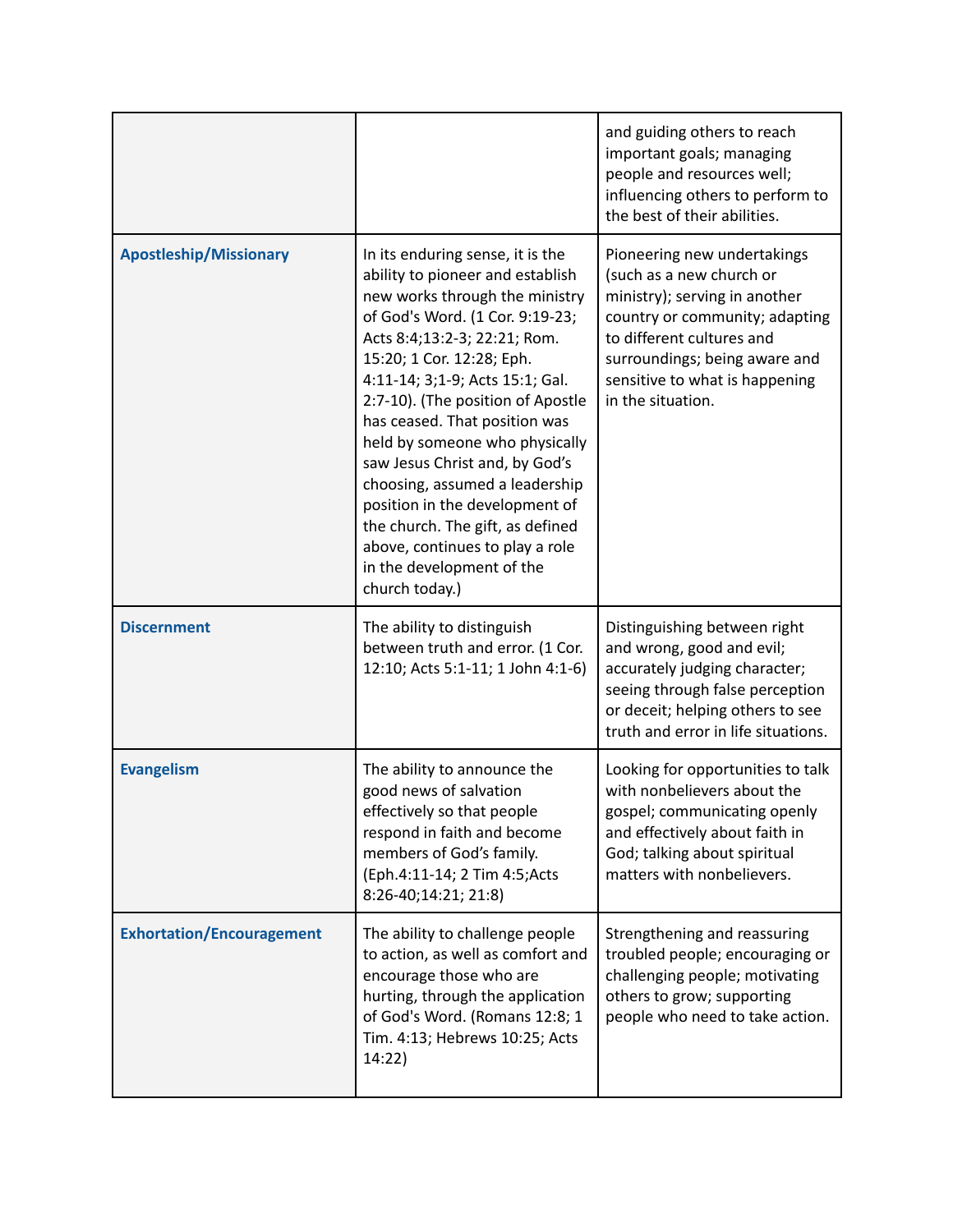| | | |
|---|---|---|
| | | and guiding others to reach important goals; managing people and resources well; influencing others to perform to the best of their abilities. |
| **Apostleship/Missionary** | In its enduring sense, it is the ability to pioneer and establish new works through the ministry of God's Word. (1 Cor. 9:19-23; Acts 8:4;13:2-3; 22:21; Rom. 15:20; 1 Cor. 12:28; Eph. 4:11-14; 3;1-9; Acts 15:1; Gal. 2:7-10). (The position of Apostle has ceased. That position was held by someone who physically saw Jesus Christ and, by God's choosing, assumed a leadership position in the development of the church. The gift, as defined above, continues to play a role in the development of the church today.) | Pioneering new undertakings (such as a new church or ministry); serving in another country or community; adapting to different cultures and surroundings; being aware and sensitive to what is happening in the situation. |
| **Discernment** | The ability to distinguish between truth and error. (1 Cor. 12:10; Acts 5:1-11; 1 John 4:1-6) | Distinguishing between right and wrong, good and evil; accurately judging character; seeing through false perception or deceit; helping others to see truth and error in life situations. |
| **Evangelism** | The ability to announce the good news of salvation effectively so that people respond in faith and become members of God's family. (Eph.4:11-14; 2 Tim 4:5;Acts 8:26-40;14:21; 21:8) | Looking for opportunities to talk with nonbelievers about the gospel; communicating openly and effectively about faith in God; talking about spiritual matters with nonbelievers. |
| **Exhortation/Encouragement** | The ability to challenge people to action, as well as comfort and encourage those who are hurting, through the application of God's Word. (Romans 12:8; 1 Tim. 4:13; Hebrews 10:25; Acts 14:22) | Strengthening and reassuring troubled people; encouraging or challenging people; motivating others to grow; supporting people who need to take action. |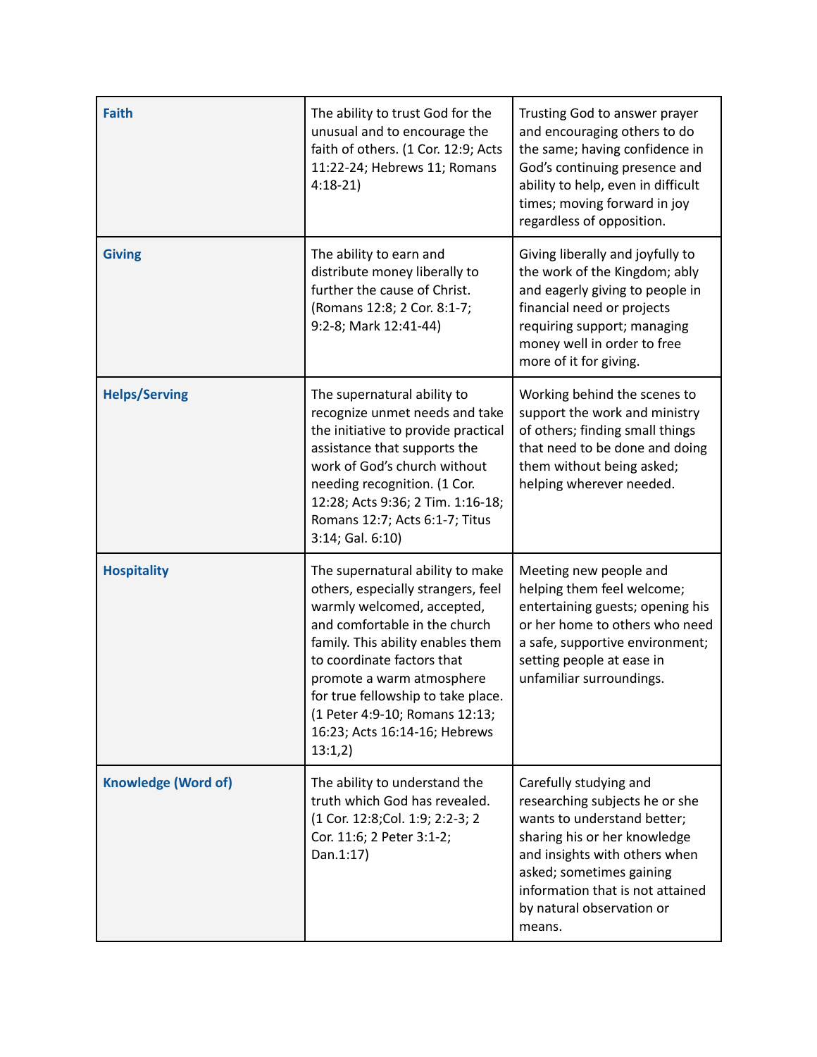| **Faith** | The ability to trust God for the unusual and to encourage the faith of others. (1 Cor. 12:9; Acts 11:22-24; Hebrews 11; Romans 4:18-21) | Trusting God to answer prayer and encouraging others to do the same; having confidence in God's continuing presence and ability to help, even in difficult times; moving forward in joy regardless of opposition. |
|---|---|---|
| **Giving** | The ability to earn and distribute money liberally to further the cause of Christ. (Romans 12:8; 2 Cor. 8:1-7; 9:2-8; Mark 12:41-44) | Giving liberally and joyfully to the work of the Kingdom; ably and eagerly giving to people in financial need or projects requiring support; managing money well in order to free more of it for giving. |
| **Helps/Serving** | The supernatural ability to recognize unmet needs and take the initiative to provide practical assistance that supports the work of God's church without needing recognition. (1 Cor. 12:28; Acts 9:36; 2 Tim. 1:16-18; Romans 12:7; Acts 6:1-7; Titus 3:14; Gal. 6:10) | Working behind the scenes to support the work and ministry of others; finding small things that need to be done and doing them without being asked; helping wherever needed. |
| **Hospitality** | The supernatural ability to make others, especially strangers, feel warmly welcomed, accepted, and comfortable in the church family. This ability enables them to coordinate factors that promote a warm atmosphere for true fellowship to take place. (1 Peter 4:9-10; Romans 12:13; 16:23; Acts 16:14-16; Hebrews 13:1,2) | Meeting new people and helping them feel welcome; entertaining guests; opening his or her home to others who need a safe, supportive environment; setting people at ease in unfamiliar surroundings. |
| **Knowledge (Word of)** | The ability to understand the truth which God has revealed. (1 Cor. 12:8;Col. 1:9; 2:2-3; 2 Cor. 11:6; 2 Peter 3:1-2; Dan.1:17) | Carefully studying and researching subjects he or she wants to understand better; sharing his or her knowledge and insights with others when asked; sometimes gaining information that is not attained by natural observation or means. |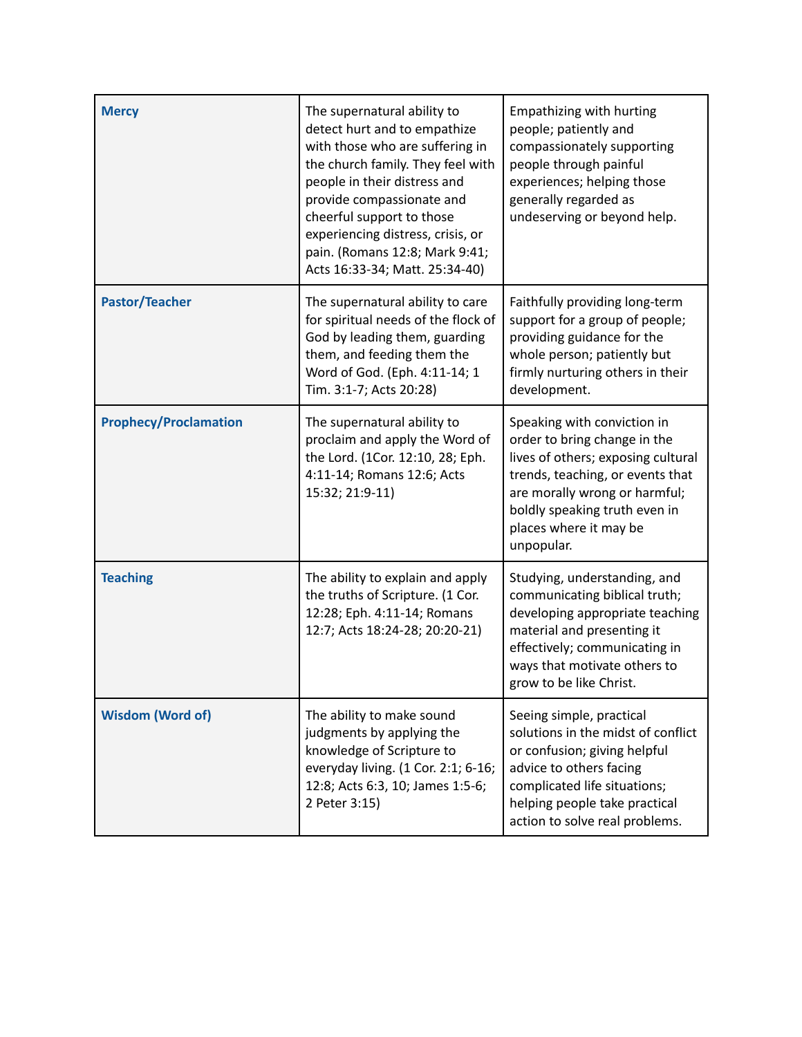| | | |
|---|---|---|
| **Mercy** | The supernatural ability to detect hurt and to empathize with those who are suffering in the church family. They feel with people in their distress and provide compassionate and cheerful support to those experiencing distress, crisis, or pain. (Romans 12:8; Mark 9:41; Acts 16:33-34; Matt. 25:34-40) | Empathizing with hurting people; patiently and compassionately supporting people through painful experiences; helping those generally regarded as undeserving or beyond help. |
| **Pastor/Teacher** | The supernatural ability to care for spiritual needs of the flock of God by leading them, guarding them, and feeding them the Word of God. (Eph. 4:11-14; 1 Tim. 3:1-7; Acts 20:28) | Faithfully providing long-term support for a group of people; providing guidance for the whole person; patiently but firmly nurturing others in their development. |
| **Prophecy/Proclamation** | The supernatural ability to proclaim and apply the Word of the Lord. (1Cor. 12:10, 28; Eph. 4:11-14; Romans 12:6; Acts 15:32; 21:9-11) | Speaking with conviction in order to bring change in the lives of others; exposing cultural trends, teaching, or events that are morally wrong or harmful; boldly speaking truth even in places where it may be unpopular. |
| **Teaching** | The ability to explain and apply the truths of Scripture. (1 Cor. 12:28; Eph. 4:11-14; Romans 12:7; Acts 18:24-28; 20:20-21) | Studying, understanding, and communicating biblical truth; developing appropriate teaching material and presenting it effectively; communicating in ways that motivate others to grow to be like Christ. |
| **Wisdom (Word of)** | The ability to make sound judgments by applying the knowledge of Scripture to everyday living. (1 Cor. 2:1; 6-16; 12:8; Acts 6:3, 10; James 1:5-6; 2 Peter 3:15) | Seeing simple, practical solutions in the midst of conflict or confusion; giving helpful advice to others facing complicated life situations; helping people take practical action to solve real problems. |